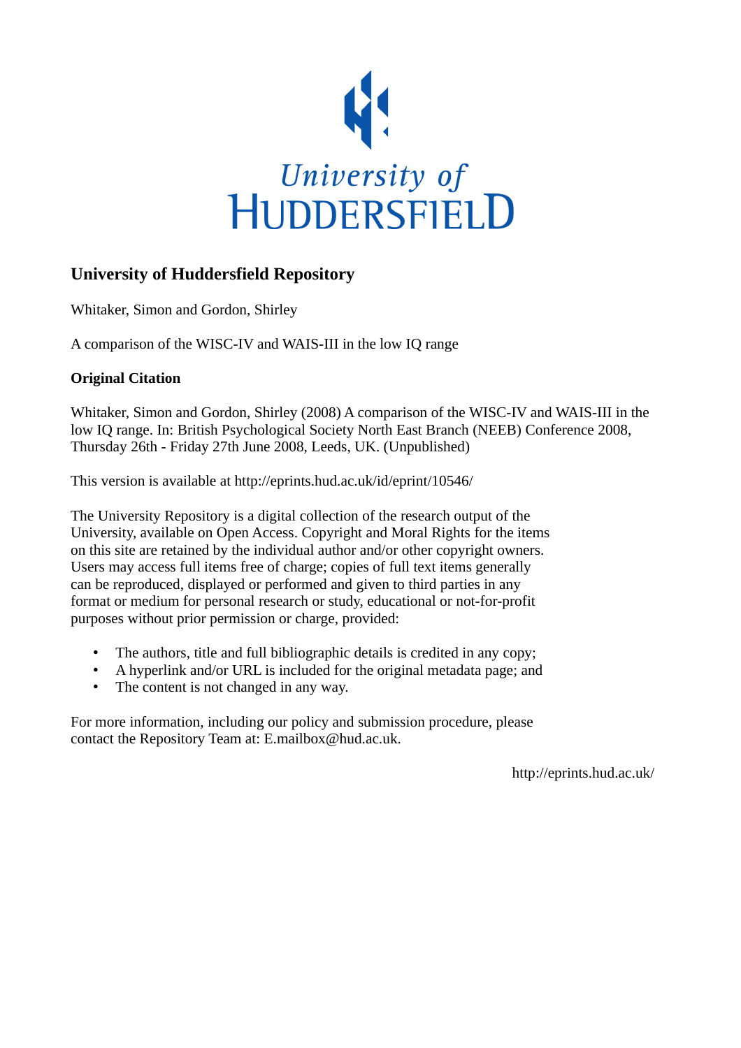University of HUDDERSFIELD

# University of Huddersfield Repository

Whitaker, Simon and Gordon, Shirley

A comparison of the WISC-IV and WAIS-III in the low IQ range

**Original Citation**

Whitaker, Simon and Gordon, Shirley (2008) A comparison of the WISC-IV and WAIS-III in the low IQ range. In: British Psychological Society North East Branch (NEEB) Conference 2008, Thursday 26th - Friday 27th June 2008, Leeds, UK. (Unpublished)

This version is available at http://eprints.hud.ac.uk/id/eprint/10546/

The University Repository is a digital collection of the research output of the University, available on Open Access. Copyright and Moral Rights for the items on this site are retained by the individual author and/or other copyright owners. Users may access full items free of charge; copies of full text items generally can be reproduced, displayed or performed and given to third parties in any format or medium for personal research or study, educational or not-for-profit purposes without prior permission or charge, provided:

- The authors, title and full bibliographic details is credited in any copy;
- A hyperlink and/or URL is included for the original metadata page; and
- The content is not changed in any way.

For more information, including our policy and submission procedure, please contact the Repository Team at: E.mailbox@hud.ac.uk.

http://eprints.hud.ac.uk/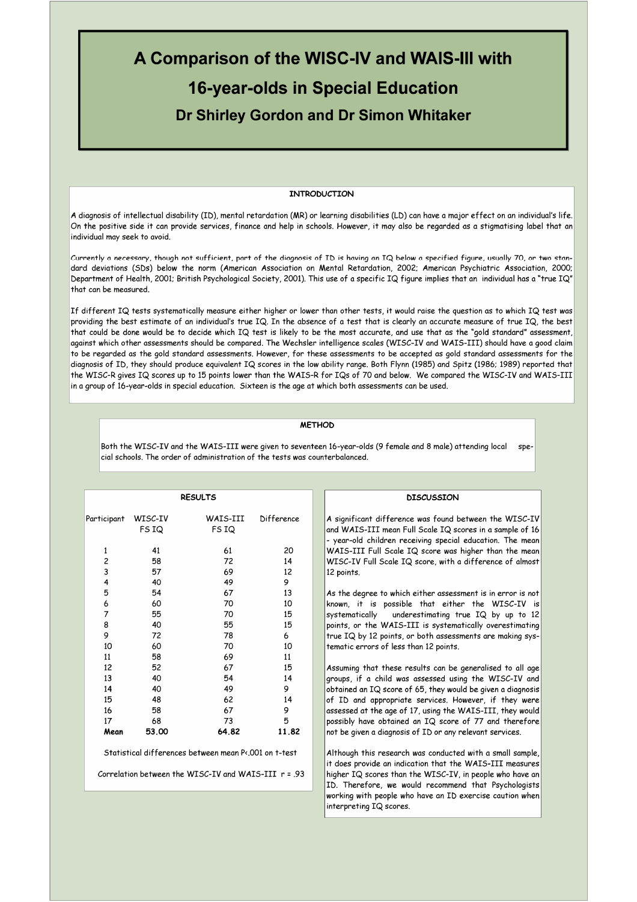# A Comparison of the WISC-IV and WAIS-III with 16-year-olds in Special Education

## Dr Shirley Gordon and Dr Simon Whitaker

### INTRODUCTION

A diagnosis of intellectual disability (ID), mental retardation (MR) or learning disabilities (LD) can have a major effect on an individual's life. On the positive side it can provide services, finance and help in schools. However, it may also be regarded as a stigmatising label that an individual may seek to avoid.

Currently a necessary, though not sufficient, part of the diagnosis of ID is having an IQ below a specified figure, usually 70, or two standard deviations (SDs) below the norm (American Association on Mental Retardation, 2002; American Psychiatric Association, 2000; Department of Health, 2001; British Psychological Society, 2001). This use of a specific IQ figure implies that an individual has a "true IQ" that can be measured.

If different IQ tests systematically measure either higher or lower than other tests, it would raise the question as to which IQ test was providing the best estimate of an individual's true IQ. In the absence of a test that is clearly an accurate measure of true IQ, the best that could be done would be to decide which IQ test is likely to be the most accurate, and use that as the "gold standard" assessment, against which other assessments should be compared. The Wechsler intelligence scales (WISC-IV and WAIS-III) should have a good claim to be regarded as the gold standard assessments. However, for these assessments to be accepted as gold standard assessments for the diagnosis of ID, they should produce equivalent IQ scores in the low ability range. Both Flynn (1985) and Spitz (1986; 1989) reported that the WISC-R gives IQ scores up to 15 points lower than the WAIS-R for IQs of 70 and below. We compared the WISC-IV and WAIS-III in a group of 16-year-olds in special education. Sixteen is the age at which both assessments can be used.

### METHOD

Both the WISC-IV and the WAIS-III were given to seventeen 16-year-olds (9 female and 8 male) attending local special schools. The order of administration of the tests was counterbalanced.

### RESULTS

| Participant | WISC-IV FS IQ | WAIS-III FS IQ | Difference |
|---|---|---|---|
| 1 | 41 | 61 | 20 |
| 2 | 58 | 72 | 14 |
| 3 | 57 | 69 | 12 |
| 4 | 40 | 49 | 9 |
| 5 | 54 | 67 | 13 |
| 6 | 60 | 70 | 10 |
| 7 | 55 | 70 | 15 |
| 8 | 40 | 55 | 15 |
| 9 | 72 | 78 | 6 |
| 10 | 60 | 70 | 10 |
| 11 | 58 | 69 | 11 |
| 12 | 52 | 67 | 15 |
| 13 | 40 | 54 | 14 |
| 14 | 40 | 49 | 9 |
| 15 | 48 | 62 | 14 |
| 16 | 58 | 67 | 9 |
| 17 | 68 | 73 | 5 |
| **Mean** | **53.00** | **64.82** | **11.82** |

Statistical differences between mean $P<.001$ on t-test

Correlation between the WISC-IV and WAIS-III $r = .93$

### DISCUSSION

A significant difference was found between the WISC-IV and WAIS-III mean Full Scale IQ scores in a sample of 16 - year-old children receiving special education. The mean WAIS-III Full Scale IQ score was higher than the mean WISC-IV Full Scale IQ score, with a difference of almost 12 points.

As the degree to which either assessment is in error is not known, it is possible that either the WISC-IV is systematically underestimating true IQ by up to 12 points, or the WAIS-III is systematically overestimating true IQ by 12 points, or both assessments are making systematic errors of less than 12 points.

Assuming that these results can be generalised to all age groups, if a child was assessed using the WISC-IV and obtained an IQ score of 65, they would be given a diagnosis of ID and appropriate services. However, if they were assessed at the age of 17, using the WAIS-III, they would possibly have obtained an IQ score of 77 and therefore not be given a diagnosis of ID or any relevant services.

Although this research was conducted with a small sample, it does provide an indication that the WAIS-III measures higher IQ scores than the WISC-IV, in people who have an ID. Therefore, we would recommend that Psychologists working with people who have an ID exercise caution when interpreting IQ scores.